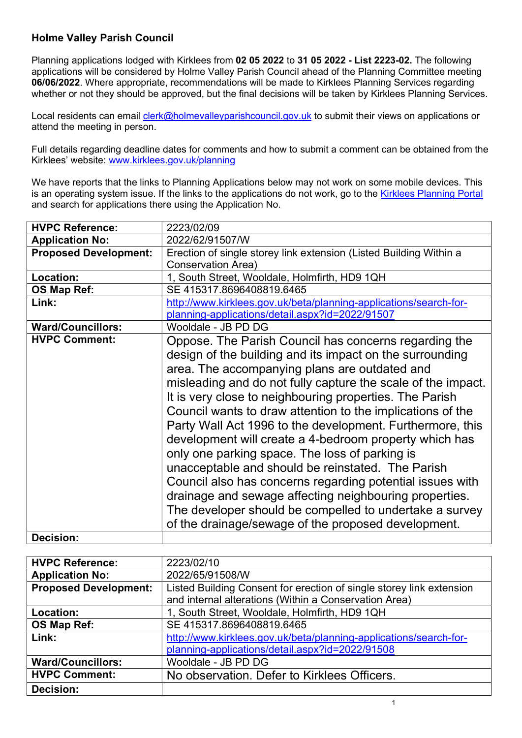## Holme Valley Parish Council

Planning applications lodged with Kirklees from **02 05 2022** to **31 05 2022 - List 2223-02.** The following applications will be considered by Holme Valley Parish Council ahead of the Planning Committee meeting **06/06/2022**. Where appropriate, recommendations will be made to Kirklees Planning Services regarding whether or not they should be approved, but the final decisions will be taken by Kirklees Planning Services.

Local residents can email clerk@holmevalleyparishcouncil.gov.uk to submit their views on applications or attend the meeting in person.

Full details regarding deadline dates for comments and how to submit a comment can be obtained from the Kirklees' website: www.kirklees.gov.uk/planning

We have reports that the links to Planning Applications below may not work on some mobile devices. This is an operating system issue. If the links to the applications do not work, go to the Kirklees Planning Portal and search for applications there using the Application No.

| **HVPC Reference:** | 2223/02/09 |
|---|---|
| **Application No:** | 2022/62/91507/W |
| **Proposed Development:** | Erection of single storey link extension (Listed Building Within a Conservation Area) |
| **Location:** | 1, South Street, Wooldale, Holmfirth, HD9 1QH |
| **OS Map Ref:** | SE 415317.8696408819.6465 |
| **Link:** | http://www.kirklees.gov.uk/beta/planning-applications/search-for-planning-applications/detail.aspx?id=2022/91507 |
| **Ward/Councillors:** | Wooldale - JB PD DG |
| **HVPC Comment:** | Oppose. The Parish Council has concerns regarding the design of the building and its impact on the surrounding area. The accompanying plans are outdated and misleading and do not fully capture the scale of the impact. It is very close to neighbouring properties. The Parish Council wants to draw attention to the implications of the Party Wall Act 1996 to the development. Furthermore, this development will create a 4-bedroom property which has only one parking space. The loss of parking is unacceptable and should be reinstated. The Parish Council also has concerns regarding potential issues with drainage and sewage affecting neighbouring properties. The developer should be compelled to undertake a survey of the drainage/sewage of the proposed development. |
| **Decision:** | |

| **HVPC Reference:** | 2223/02/10 |
|---|---|
| **Application No:** | 2022/65/91508/W |
| **Proposed Development:** | Listed Building Consent for erection of single storey link extension and internal alterations (Within a Conservation Area) |
| **Location:** | 1, South Street, Wooldale, Holmfirth, HD9 1QH |
| **OS Map Ref:** | SE 415317.8696408819.6465 |
| **Link:** | http://www.kirklees.gov.uk/beta/planning-applications/search-for-planning-applications/detail.aspx?id=2022/91508 |
| **Ward/Councillors:** | Wooldale - JB PD DG |
| **HVPC Comment:** | No observation. Defer to Kirklees Officers. |
| **Decision:** | |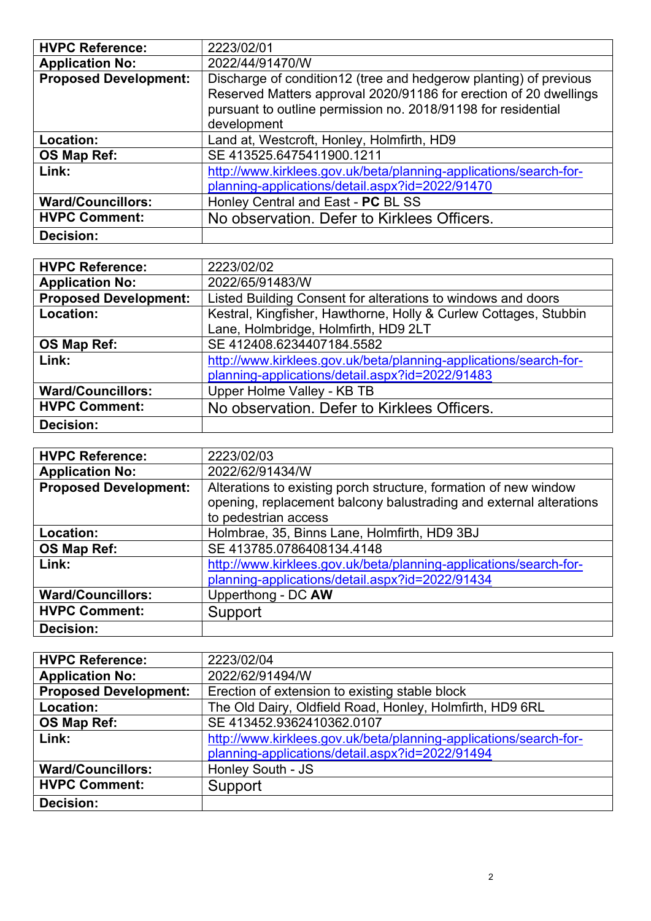| **HVPC Reference:** | 2223/02/01 |
|---|---|
| **Application No:** | 2022/44/91470/W |
| **Proposed Development:** | Discharge of condition12 (tree and hedgerow planting) of previous Reserved Matters approval 2020/91186 for erection of 20 dwellings pursuant to outline permission no. 2018/91198 for residential development |
| **Location:** | Land at, Westcroft, Honley, Holmfirth, HD9 |
| **OS Map Ref:** | SE 413525.6475411900.1211 |
| **Link:** | [http://www.kirklees.gov.uk/beta/planning-applications/search-for-planning-applications/detail.aspx?id=2022/91470](http://www.kirklees.gov.uk/beta/planning-applications/search-for-planning-applications/detail.aspx?id=2022/91470) |
| **Ward/Councillors:** | Honley Central and East - **PC** BL SS |
| **HVPC Comment:** | No observation. Defer to Kirklees Officers. |
| **Decision:** | |

| **HVPC Reference:** | 2223/02/02 |
|---|---|
| **Application No:** | 2022/65/91483/W |
| **Proposed Development:** | Listed Building Consent for alterations to windows and doors |
| **Location:** | Kestral, Kingfisher, Hawthorne, Holly & Curlew Cottages, Stubbin Lane, Holmbridge, Holmfirth, HD9 2LT |
| **OS Map Ref:** | SE 412408.6234407184.5582 |
| **Link:** | [http://www.kirklees.gov.uk/beta/planning-applications/search-for-planning-applications/detail.aspx?id=2022/91483](http://www.kirklees.gov.uk/beta/planning-applications/search-for-planning-applications/detail.aspx?id=2022/91483) |
| **Ward/Councillors:** | Upper Holme Valley - KB TB |
| **HVPC Comment:** | No observation. Defer to Kirklees Officers. |
| **Decision:** | |

| **HVPC Reference:** | 2223/02/03 |
|---|---|
| **Application No:** | 2022/62/91434/W |
| **Proposed Development:** | Alterations to existing porch structure, formation of new window opening, replacement balcony balustrading and external alterations to pedestrian access |
| **Location:** | Holmbrae, 35, Binns Lane, Holmfirth, HD9 3BJ |
| **OS Map Ref:** | SE 413785.0786408134.4148 |
| **Link:** | [http://www.kirklees.gov.uk/beta/planning-applications/search-for-planning-applications/detail.aspx?id=2022/91434](http://www.kirklees.gov.uk/beta/planning-applications/search-for-planning-applications/detail.aspx?id=2022/91434) |
| **Ward/Councillors:** | Upperthong - DC **AW** |
| **HVPC Comment:** | Support |
| **Decision:** | |

| **HVPC Reference:** | 2223/02/04 |
|---|---|
| **Application No:** | 2022/62/91494/W |
| **Proposed Development:** | Erection of extension to existing stable block |
| **Location:** | The Old Dairy, Oldfield Road, Honley, Holmfirth, HD9 6RL |
| **OS Map Ref:** | SE 413452.9362410362.0107 |
| **Link:** | [http://www.kirklees.gov.uk/beta/planning-applications/search-for-planning-applications/detail.aspx?id=2022/91494](http://www.kirklees.gov.uk/beta/planning-applications/search-for-planning-applications/detail.aspx?id=2022/91494) |
| **Ward/Councillors:** | Honley South - JS |
| **HVPC Comment:** | Support |
| **Decision:** | |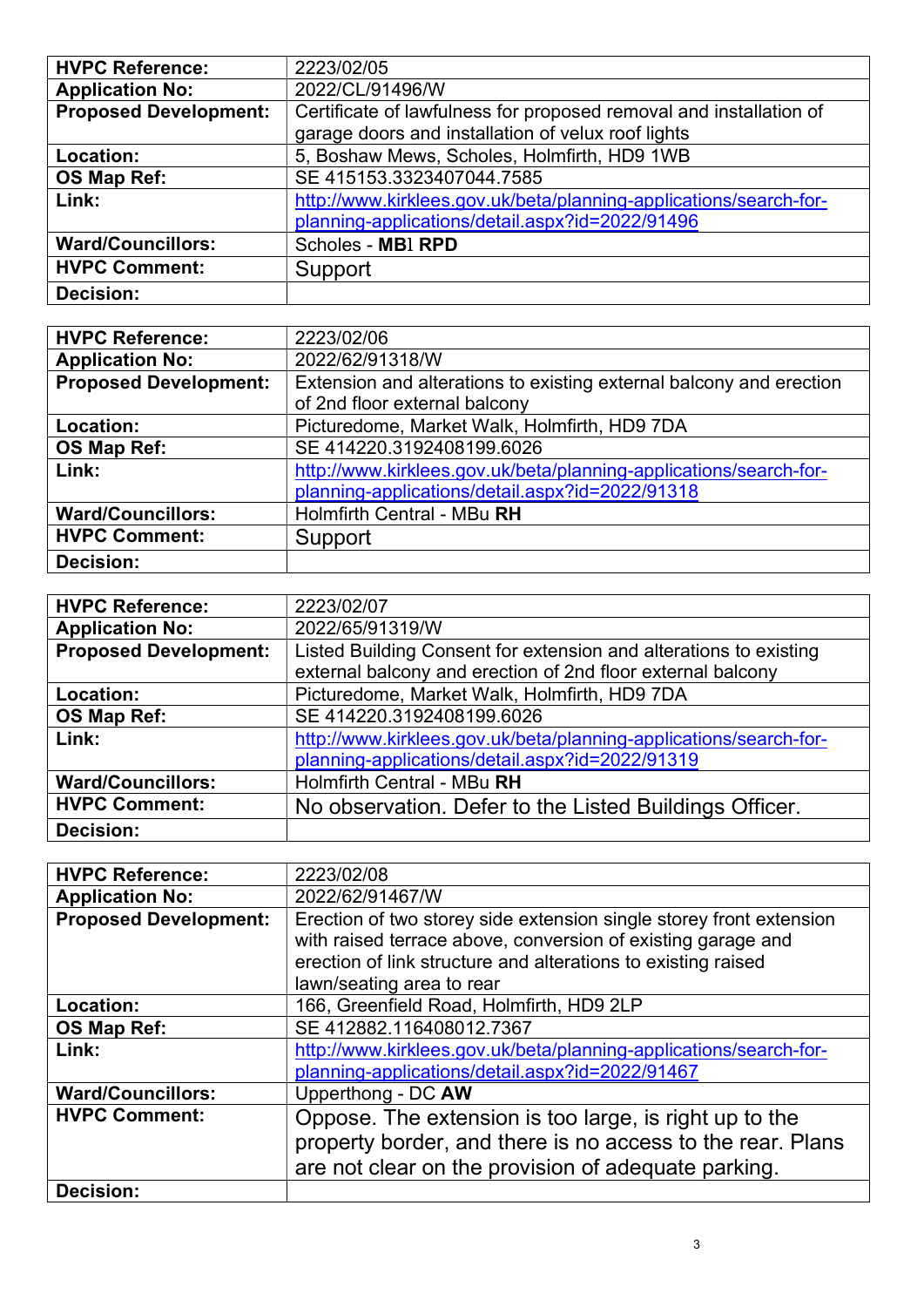| **HVPC Reference:** | 2223/02/05 |
|---|---|
| **Application No:** | 2022/CL/91496/W |
| **Proposed Development:** | Certificate of lawfulness for proposed removal and installation of garage doors and installation of velux roof lights |
| **Location:** | 5, Boshaw Mews, Scholes, Holmfirth, HD9 1WB |
| **OS Map Ref:** | SE 415153.3323407044.7585 |
| **Link:** | http://www.kirklees.gov.uk/beta/planning-applications/search-for-planning-applications/detail.aspx?id=2022/91496 |
| **Ward/Councillors:** | Scholes - **MB**I **RPD** |
| **HVPC Comment:** | Support |
| **Decision:** | |

| **HVPC Reference:** | 2223/02/06 |
|---|---|
| **Application No:** | 2022/62/91318/W |
| **Proposed Development:** | Extension and alterations to existing external balcony and erection of 2nd floor external balcony |
| **Location:** | Picturedome, Market Walk, Holmfirth, HD9 7DA |
| **OS Map Ref:** | SE 414220.3192408199.6026 |
| **Link:** | http://www.kirklees.gov.uk/beta/planning-applications/search-for-planning-applications/detail.aspx?id=2022/91318 |
| **Ward/Councillors:** | Holmfirth Central - MBu **RH** |
| **HVPC Comment:** | Support |
| **Decision:** | |

| **HVPC Reference:** | 2223/02/07 |
|---|---|
| **Application No:** | 2022/65/91319/W |
| **Proposed Development:** | Listed Building Consent for extension and alterations to existing external balcony and erection of 2nd floor external balcony |
| **Location:** | Picturedome, Market Walk, Holmfirth, HD9 7DA |
| **OS Map Ref:** | SE 414220.3192408199.6026 |
| **Link:** | http://www.kirklees.gov.uk/beta/planning-applications/search-for-planning-applications/detail.aspx?id=2022/91319 |
| **Ward/Councillors:** | Holmfirth Central - MBu **RH** |
| **HVPC Comment:** | No observation. Defer to the Listed Buildings Officer. |
| **Decision:** | |

| **HVPC Reference:** | 2223/02/08 |
|---|---|
| **Application No:** | 2022/62/91467/W |
| **Proposed Development:** | Erection of two storey side extension single storey front extension with raised terrace above, conversion of existing garage and erection of link structure and alterations to existing raised lawn/seating area to rear |
| **Location:** | 166, Greenfield Road, Holmfirth, HD9 2LP |
| **OS Map Ref:** | SE 412882.116408012.7367 |
| **Link:** | http://www.kirklees.gov.uk/beta/planning-applications/search-for-planning-applications/detail.aspx?id=2022/91467 |
| **Ward/Councillors:** | Upperthong - DC **AW** |
| **HVPC Comment:** | Oppose. The extension is too large, is right up to the property border, and there is no access to the rear. Plans are not clear on the provision of adequate parking. |
| **Decision:** | |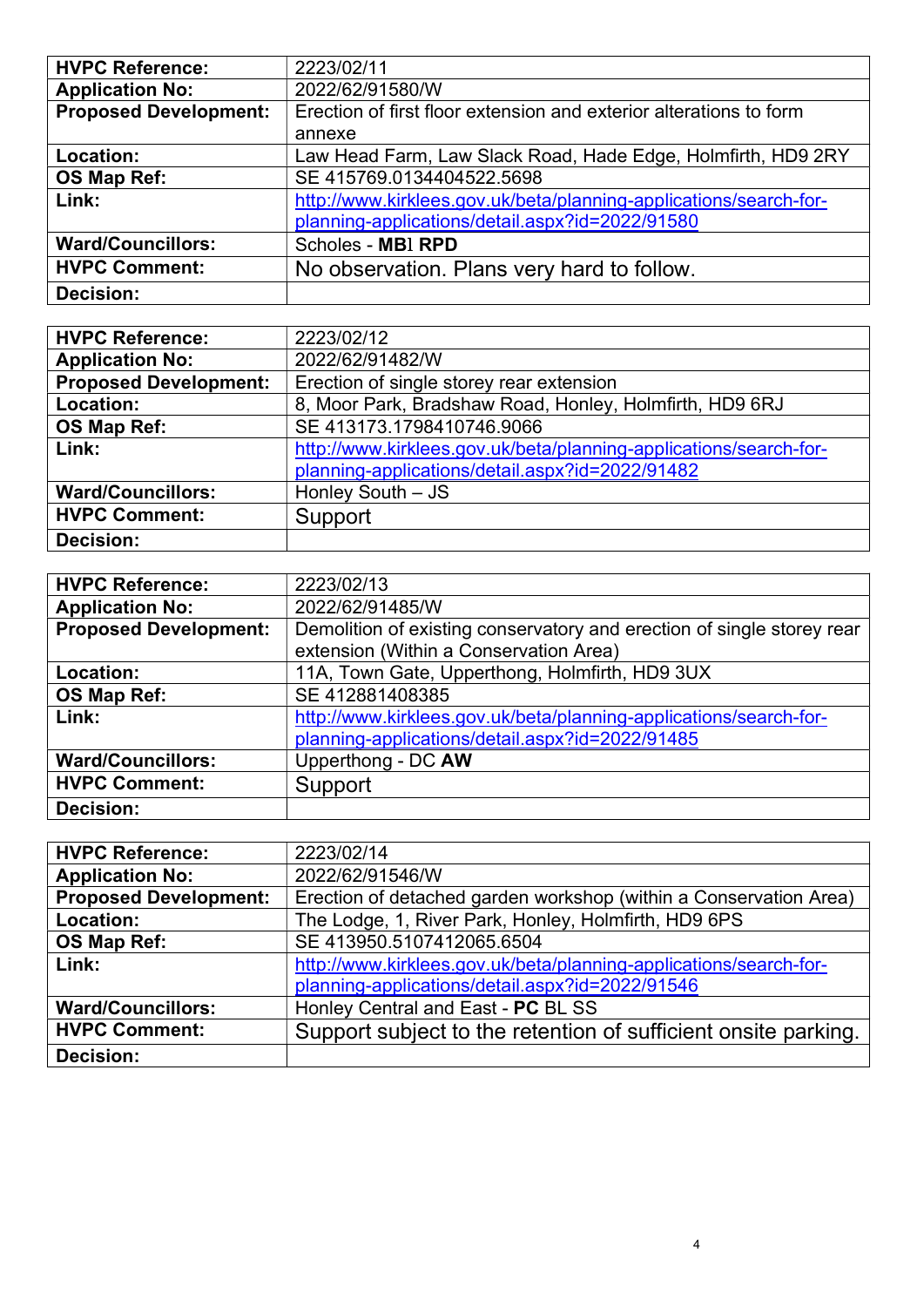| **HVPC Reference:** | 2223/02/11 |
| --- | --- |
| **Application No:** | 2022/62/91580/W |
| **Proposed Development:** | Erection of first floor extension and exterior alterations to form annexe |
| **Location:** | Law Head Farm, Law Slack Road, Hade Edge, Holmfirth, HD9 2RY |
| **OS Map Ref:** | SE 415769.0134404522.5698 |
| **Link:** | http://www.kirklees.gov.uk/beta/planning-applications/search-for-planning-applications/detail.aspx?id=2022/91580 |
| **Ward/Councillors:** | Scholes - **MB**l **RPD** |
| **HVPC Comment:** | No observation. Plans very hard to follow. |
| **Decision:** | |

| **HVPC Reference:** | 2223/02/12 |
| --- | --- |
| **Application No:** | 2022/62/91482/W |
| **Proposed Development:** | Erection of single storey rear extension |
| **Location:** | 8, Moor Park, Bradshaw Road, Honley, Holmfirth, HD9 6RJ |
| **OS Map Ref:** | SE 413173.1798410746.9066 |
| **Link:** | http://www.kirklees.gov.uk/beta/planning-applications/search-for-planning-applications/detail.aspx?id=2022/91482 |
| **Ward/Councillors:** | Honley South – JS |
| **HVPC Comment:** | Support |
| **Decision:** | |

| **HVPC Reference:** | 2223/02/13 |
| --- | --- |
| **Application No:** | 2022/62/91485/W |
| **Proposed Development:** | Demolition of existing conservatory and erection of single storey rear extension (Within a Conservation Area) |
| **Location:** | 11A, Town Gate, Upperthong, Holmfirth, HD9 3UX |
| **OS Map Ref:** | SE 412881408385 |
| **Link:** | http://www.kirklees.gov.uk/beta/planning-applications/search-for-planning-applications/detail.aspx?id=2022/91485 |
| **Ward/Councillors:** | Upperthong - DC **AW** |
| **HVPC Comment:** | Support |
| **Decision:** | |

| **HVPC Reference:** | 2223/02/14 |
| --- | --- |
| **Application No:** | 2022/62/91546/W |
| **Proposed Development:** | Erection of detached garden workshop (within a Conservation Area) |
| **Location:** | The Lodge, 1, River Park, Honley, Holmfirth, HD9 6PS |
| **OS Map Ref:** | SE 413950.5107412065.6504 |
| **Link:** | http://www.kirklees.gov.uk/beta/planning-applications/search-for-planning-applications/detail.aspx?id=2022/91546 |
| **Ward/Councillors:** | Honley Central and East - **PC** BL SS |
| **HVPC Comment:** | Support subject to the retention of sufficient onsite parking. |
| **Decision:** | |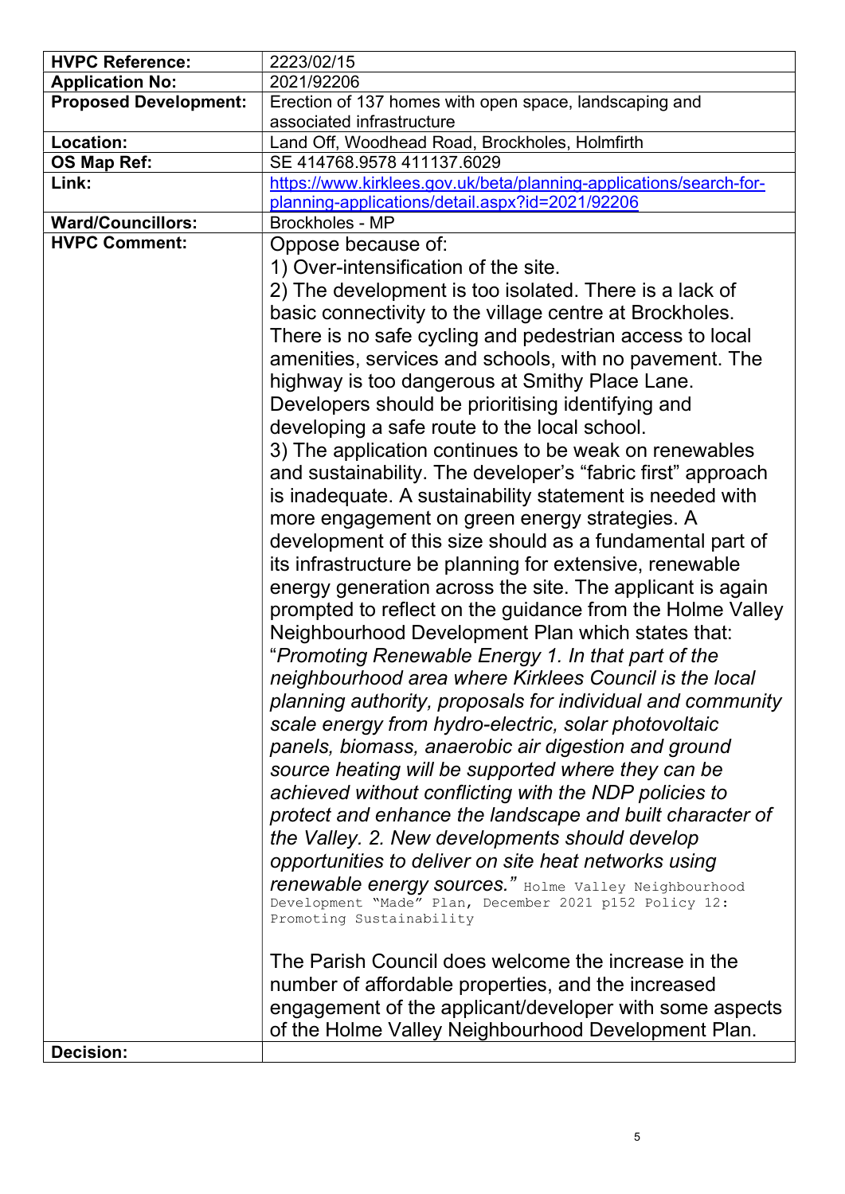| **HVPC Reference:** | 2223/02/15 |
|---|---|
| **Application No:** | 2021/92206 |
| **Proposed Development:** | Erection of 137 homes with open space, landscaping and associated infrastructure |
| **Location:** | Land Off, Woodhead Road, Brockholes, Holmfirth |
| **OS Map Ref:** | SE 414768.9578 411137.6029 |
| **Link:** | https://www.kirklees.gov.uk/beta/planning-applications/search-for-planning-applications/detail.aspx?id=2021/92206 |
| **Ward/Councillors:** | Brockholes - MP |
| **HVPC Comment:** | Oppose because of:<br>1) Over-intensification of the site.<br>2) The development is too isolated. There is a lack of basic connectivity to the village centre at Brockholes. There is no safe cycling and pedestrian access to local amenities, services and schools, with no pavement. The highway is too dangerous at Smithy Place Lane. Developers should be prioritising identifying and developing a safe route to the local school.<br>3) The application continues to be weak on renewables and sustainability. The developer's "fabric first" approach is inadequate. A sustainability statement is needed with more engagement on green energy strategies. A development of this size should as a fundamental part of its infrastructure be planning for extensive, renewable energy generation across the site. The applicant is again prompted to reflect on the guidance from the Holme Valley Neighbourhood Development Plan which states that: "*Promoting Renewable Energy 1. In that part of the neighbourhood area where Kirklees Council is the local planning authority, proposals for individual and community scale energy from hydro-electric, solar photovoltaic panels, biomass, anaerobic air digestion and ground source heating will be supported where they can be achieved without conflicting with the NDP policies to protect and enhance the landscape and built character of the Valley. 2. New developments should develop opportunities to deliver on site heat networks using renewable energy sources.*" Holme Valley Neighbourhood Development "Made" Plan, December 2021 p152 Policy 12: Promoting Sustainability<br><br>The Parish Council does welcome the increase in the number of affordable properties, and the increased engagement of the applicant/developer with some aspects of the Holme Valley Neighbourhood Development Plan. |
| **Decision:** | |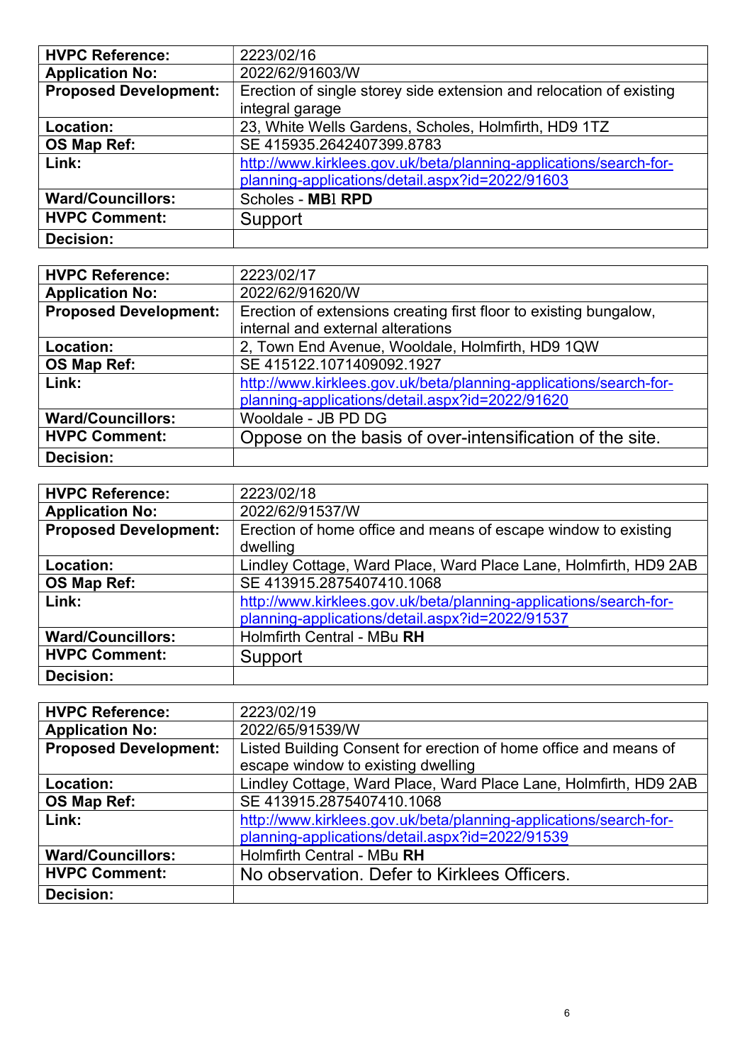| **HVPC Reference:** | 2223/02/16 |
|---|---|
| **Application No:** | 2022/62/91603/W |
| **Proposed Development:** | Erection of single storey side extension and relocation of existing integral garage |
| **Location:** | 23, White Wells Gardens, Scholes, Holmfirth, HD9 1TZ |
| **OS Map Ref:** | SE 415935.2642407399.8783 |
| **Link:** | [http://www.kirklees.gov.uk/beta/planning-applications/search-for-planning-applications/detail.aspx?id=2022/91603](http://www.kirklees.gov.uk/beta/planning-applications/search-for-planning-applications/detail.aspx?id=2022/91603) |
| **Ward/Councillors:** | Scholes - **MB**I **RPD** |
| **HVPC Comment:** | Support |
| **Decision:** | |

| **HVPC Reference:** | 2223/02/17 |
|---|---|
| **Application No:** | 2022/62/91620/W |
| **Proposed Development:** | Erection of extensions creating first floor to existing bungalow, internal and external alterations |
| **Location:** | 2, Town End Avenue, Wooldale, Holmfirth, HD9 1QW |
| **OS Map Ref:** | SE 415122.1071409092.1927 |
| **Link:** | [http://www.kirklees.gov.uk/beta/planning-applications/search-for-planning-applications/detail.aspx?id=2022/91620](http://www.kirklees.gov.uk/beta/planning-applications/search-for-planning-applications/detail.aspx?id=2022/91620) |
| **Ward/Councillors:** | Wooldale - JB PD DG |
| **HVPC Comment:** | Oppose on the basis of over-intensification of the site. |
| **Decision:** | |

| **HVPC Reference:** | 2223/02/18 |
|---|---|
| **Application No:** | 2022/62/91537/W |
| **Proposed Development:** | Erection of home office and means of escape window to existing dwelling |
| **Location:** | Lindley Cottage, Ward Place, Ward Place Lane, Holmfirth, HD9 2AB |
| **OS Map Ref:** | SE 413915.2875407410.1068 |
| **Link:** | [http://www.kirklees.gov.uk/beta/planning-applications/search-for-planning-applications/detail.aspx?id=2022/91537](http://www.kirklees.gov.uk/beta/planning-applications/search-for-planning-applications/detail.aspx?id=2022/91537) |
| **Ward/Councillors:** | Holmfirth Central - MBu **RH** |
| **HVPC Comment:** | Support |
| **Decision:** | |

| **HVPC Reference:** | 2223/02/19 |
|---|---|
| **Application No:** | 2022/65/91539/W |
| **Proposed Development:** | Listed Building Consent for erection of home office and means of escape window to existing dwelling |
| **Location:** | Lindley Cottage, Ward Place, Ward Place Lane, Holmfirth, HD9 2AB |
| **OS Map Ref:** | SE 413915.2875407410.1068 |
| **Link:** | [http://www.kirklees.gov.uk/beta/planning-applications/search-for-planning-applications/detail.aspx?id=2022/91539](http://www.kirklees.gov.uk/beta/planning-applications/search-for-planning-applications/detail.aspx?id=2022/91539) |
| **Ward/Councillors:** | Holmfirth Central - MBu **RH** |
| **HVPC Comment:** | No observation. Defer to Kirklees Officers. |
| **Decision:** | |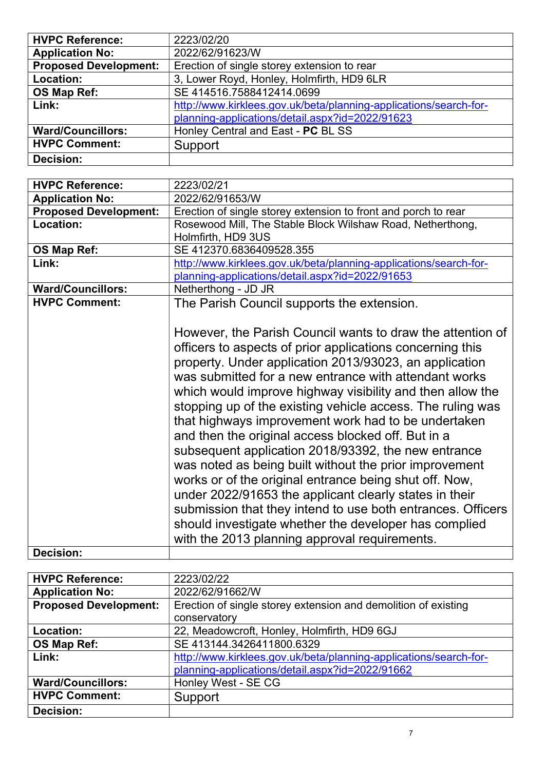| HVPC Reference: | 2223/02/20 |
| --- | --- |
| Application No: | 2022/62/91623/W |
| Proposed Development: | Erection of single storey extension to rear |
| Location: | 3, Lower Royd, Honley, Holmfirth, HD9 6LR |
| OS Map Ref: | SE 414516.7588412414.0699 |
| Link: | http://www.kirklees.gov.uk/beta/planning-applications/search-for-planning-applications/detail.aspx?id=2022/91623 |
| Ward/Councillors: | Honley Central and East - **PC** BL SS |
| HVPC Comment: | Support |
| Decision: | |

| HVPC Reference: | 2223/02/21 |
| --- | --- |
| Application No: | 2022/62/91653/W |
| Proposed Development: | Erection of single storey extension to front and porch to rear |
| Location: | Rosewood Mill, The Stable Block Wilshaw Road, Netherthong, Holmfirth, HD9 3US |
| OS Map Ref: | SE 412370.6836409528.355 |
| Link: | http://www.kirklees.gov.uk/beta/planning-applications/search-for-planning-applications/detail.aspx?id=2022/91653 |
| Ward/Councillors: | Netherthong - JD JR |
| HVPC Comment: | The Parish Council supports the extension.<br><br>However, the Parish Council wants to draw the attention of officers to aspects of prior applications concerning this property. Under application 2013/93023, an application was submitted for a new entrance with attendant works which would improve highway visibility and then allow the stopping up of the existing vehicle access. The ruling was that highways improvement work had to be undertaken and then the original access blocked off. But in a subsequent application 2018/93392, the new entrance was noted as being built without the prior improvement works or of the original entrance being shut off. Now, under 2022/91653 the applicant clearly states in their submission that they intend to use both entrances. Officers should investigate whether the developer has complied with the 2013 planning approval requirements. |
| Decision: | |

| HVPC Reference: | 2223/02/22 |
| --- | --- |
| Application No: | 2022/62/91662/W |
| Proposed Development: | Erection of single storey extension and demolition of existing conservatory |
| Location: | 22, Meadowcroft, Honley, Holmfirth, HD9 6GJ |
| OS Map Ref: | SE 413144.3426411800.6329 |
| Link: | http://www.kirklees.gov.uk/beta/planning-applications/search-for-planning-applications/detail.aspx?id=2022/91662 |
| Ward/Councillors: | Honley West - SE CG |
| HVPC Comment: | Support |
| Decision: | |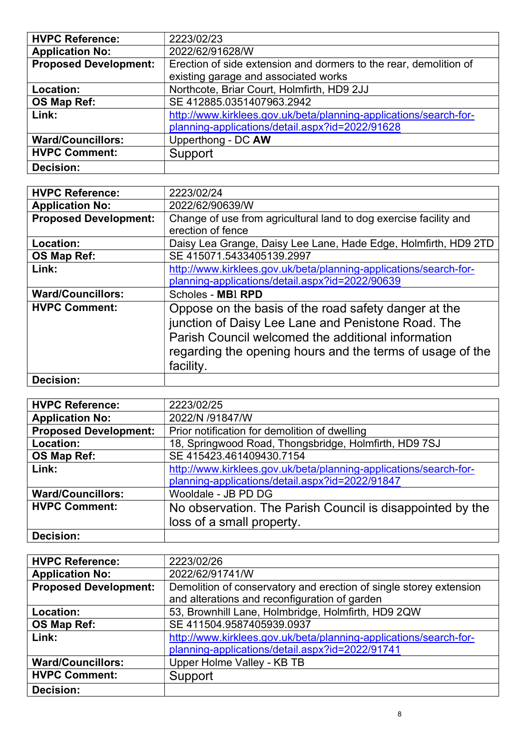| HVPC Reference: | 2223/02/23 |
| --- | --- |
| **Application No:** | 2022/62/91628/W |
| **Proposed Development:** | Erection of side extension and dormers to the rear, demolition of existing garage and associated works |
| **Location:** | Northcote, Briar Court, Holmfirth, HD9 2JJ |
| **OS Map Ref:** | SE 412885.0351407963.2942 |
| **Link:** | [http://www.kirklees.gov.uk/beta/planning-applications/search-for-planning-applications/detail.aspx?id=2022/91628](http://www.kirklees.gov.uk/beta/planning-applications/search-for-planning-applications/detail.aspx?id=2022/91628) |
| **Ward/Councillors:** | Upperthong - DC **AW** |
| **HVPC Comment:** | Support |
| **Decision:** | |

| HVPC Reference: | 2223/02/24 |
| --- | --- |
| **Application No:** | 2022/62/90639/W |
| **Proposed Development:** | Change of use from agricultural land to dog exercise facility and erection of fence |
| **Location:** | Daisy Lea Grange, Daisy Lee Lane, Hade Edge, Holmfirth, HD9 2TD |
| **OS Map Ref:** | SE 415071.5433405139.2997 |
| **Link:** | [http://www.kirklees.gov.uk/beta/planning-applications/search-for-planning-applications/detail.aspx?id=2022/90639](http://www.kirklees.gov.uk/beta/planning-applications/search-for-planning-applications/detail.aspx?id=2022/90639) |
| **Ward/Councillors:** | Scholes - **MB**l **RPD** |
| **HVPC Comment:** | Oppose on the basis of the road safety danger at the junction of Daisy Lee Lane and Penistone Road. The Parish Council welcomed the additional information regarding the opening hours and the terms of usage of the facility. |
| **Decision:** | |

| HVPC Reference: | 2223/02/25 |
| --- | --- |
| **Application No:** | 2022/N /91847/W |
| **Proposed Development:** | Prior notification for demolition of dwelling |
| **Location:** | 18, Springwood Road, Thongsbridge, Holmfirth, HD9 7SJ |
| **OS Map Ref:** | SE 415423.461409430.7154 |
| **Link:** | [http://www.kirklees.gov.uk/beta/planning-applications/search-for-planning-applications/detail.aspx?id=2022/91847](http://www.kirklees.gov.uk/beta/planning-applications/search-for-planning-applications/detail.aspx?id=2022/91847) |
| **Ward/Councillors:** | Wooldale - JB PD DG |
| **HVPC Comment:** | No observation. The Parish Council is disappointed by the loss of a small property. |
| **Decision:** | |

| HVPC Reference: | 2223/02/26 |
| --- | --- |
| **Application No:** | 2022/62/91741/W |
| **Proposed Development:** | Demolition of conservatory and erection of single storey extension and alterations and reconfiguration of garden |
| **Location:** | 53, Brownhill Lane, Holmbridge, Holmfirth, HD9 2QW |
| **OS Map Ref:** | SE 411504.9587405939.0937 |
| **Link:** | [http://www.kirklees.gov.uk/beta/planning-applications/search-for-planning-applications/detail.aspx?id=2022/91741](http://www.kirklees.gov.uk/beta/planning-applications/search-for-planning-applications/detail.aspx?id=2022/91741) |
| **Ward/Councillors:** | Upper Holme Valley - KB TB |
| **HVPC Comment:** | Support |
| **Decision:** | |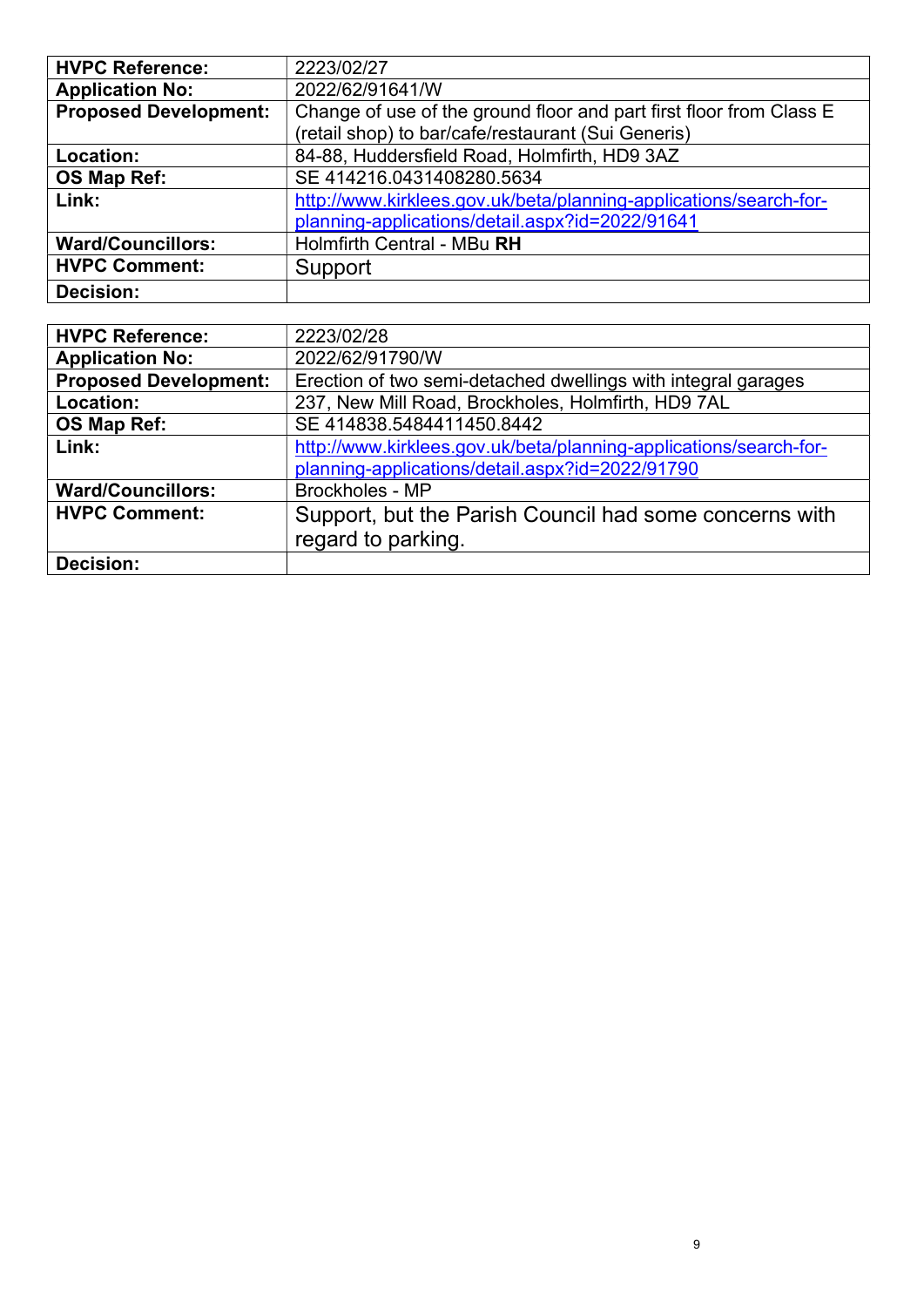| | |
|---|---|
| **HVPC Reference:** | 2223/02/27 |
| **Application No:** | 2022/62/91641/W |
| **Proposed Development:** | Change of use of the ground floor and part first floor from Class E (retail shop) to bar/cafe/restaurant (Sui Generis) |
| **Location:** | 84-88, Huddersfield Road, Holmfirth, HD9 3AZ |
| **OS Map Ref:** | SE 414216.0431408280.5634 |
| **Link:** | [http://www.kirklees.gov.uk/beta/planning-applications/search-for-planning-applications/detail.aspx?id=2022/91641](http://www.kirklees.gov.uk/beta/planning-applications/search-for-planning-applications/detail.aspx?id=2022/91641) |
| **Ward/Councillors:** | Holmfirth Central - MBu **RH** |
| **HVPC Comment:** | Support |
| **Decision:** | |

| | |
|---|---|
| **HVPC Reference:** | 2223/02/28 |
| **Application No:** | 2022/62/91790/W |
| **Proposed Development:** | Erection of two semi-detached dwellings with integral garages |
| **Location:** | 237, New Mill Road, Brockholes, Holmfirth, HD9 7AL |
| **OS Map Ref:** | SE 414838.5484411450.8442 |
| **Link:** | [http://www.kirklees.gov.uk/beta/planning-applications/search-for-planning-applications/detail.aspx?id=2022/91790](http://www.kirklees.gov.uk/beta/planning-applications/search-for-planning-applications/detail.aspx?id=2022/91790) |
| **Ward/Councillors:** | Brockholes - MP |
| **HVPC Comment:** | Support, but the Parish Council had some concerns with regard to parking. |
| **Decision:** | |